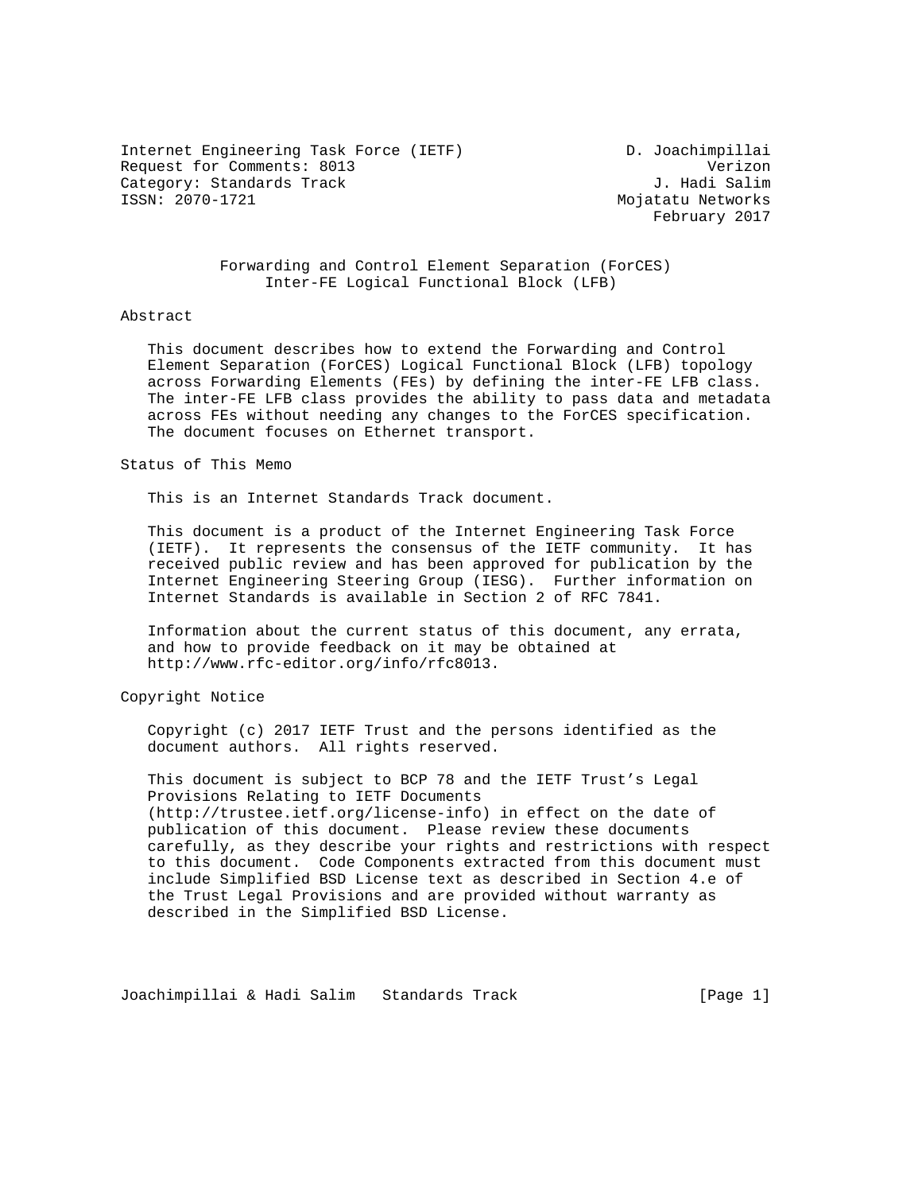Internet Engineering Task Force (IETF) D. Joachimpillai
Request for Comments: 8013 Verizon
Category: Standards Track J. Hadi Salim
ISSN: 2070-1721 Mojatatu Networks
February 2017

# Forwarding and Control Element Separation (ForCES) Inter-FE Logical Functional Block (LFB)

## Abstract

This document describes how to extend the Forwarding and Control Element Separation (ForCES) Logical Functional Block (LFB) topology across Forwarding Elements (FEs) by defining the inter-FE LFB class. The inter-FE LFB class provides the ability to pass data and metadata across FEs without needing any changes to the ForCES specification. The document focuses on Ethernet transport.

## Status of This Memo

This is an Internet Standards Track document.

This document is a product of the Internet Engineering Task Force (IETF). It represents the consensus of the IETF community. It has received public review and has been approved for publication by the Internet Engineering Steering Group (IESG). Further information on Internet Standards is available in Section 2 of RFC 7841.

Information about the current status of this document, any errata, and how to provide feedback on it may be obtained at http://www.rfc-editor.org/info/rfc8013.

## Copyright Notice

Copyright (c) 2017 IETF Trust and the persons identified as the document authors. All rights reserved.

This document is subject to BCP 78 and the IETF Trust's Legal Provisions Relating to IETF Documents (http://trustee.ietf.org/license-info) in effect on the date of publication of this document. Please review these documents carefully, as they describe your rights and restrictions with respect to this document. Code Components extracted from this document must include Simplified BSD License text as described in Section 4.e of the Trust Legal Provisions and are provided without warranty as described in the Simplified BSD License.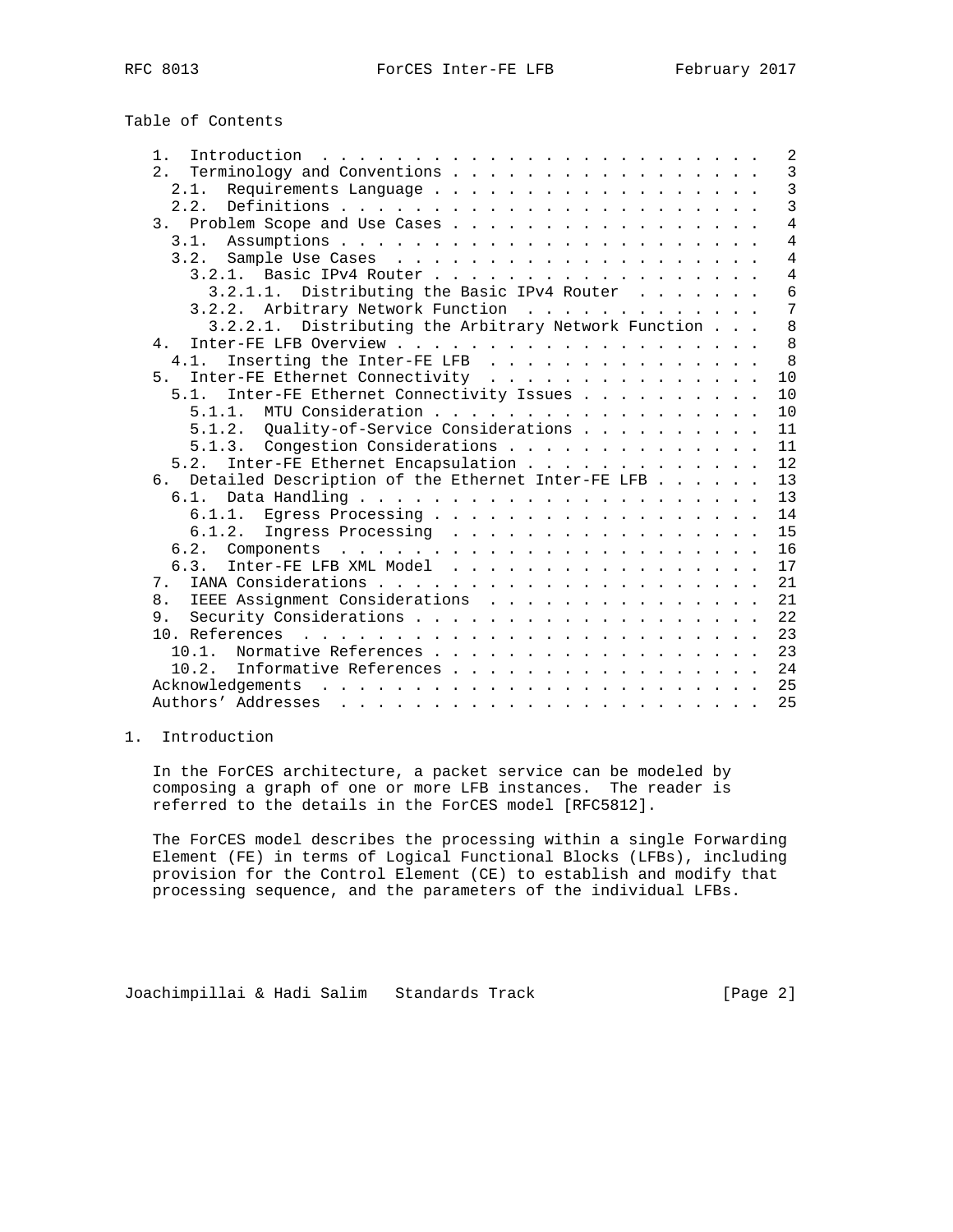Table of Contents

```
   1.  Introduction  . . . . . . . . . . . . . . . . . . . . . . . .   2
   2.  Terminology and Conventions . . . . . . . . . . . . . . . . .   3
     2.1.  Requirements Language . . . . . . . . . . . . . . . . . .   3
     2.2.  Definitions . . . . . . . . . . . . . . . . . . . . . . .   3
   3.  Problem Scope and Use Cases . . . . . . . . . . . . . . . . .   4
     3.1.  Assumptions . . . . . . . . . . . . . . . . . . . . . . .   4
     3.2.  Sample Use Cases  . . . . . . . . . . . . . . . . . . . .   4
       3.2.1.  Basic IPv4 Router . . . . . . . . . . . . . . . . . .   4
         3.2.1.1.  Distributing the Basic IPv4 Router  . . . . . . .   6
       3.2.2.  Arbitrary Network Function  . . . . . . . . . . . . .   7
         3.2.2.1.  Distributing the Arbitrary Network Function . . .   8
   4.  Inter-FE LFB Overview . . . . . . . . . . . . . . . . . . . .   8
     4.1.  Inserting the Inter-FE LFB  . . . . . . . . . . . . . . .   8
   5.  Inter-FE Ethernet Connectivity  . . . . . . . . . . . . . . .  10
     5.1.  Inter-FE Ethernet Connectivity Issues . . . . . . . . . .  10
       5.1.1.  MTU Consideration . . . . . . . . . . . . . . . . . .  10
       5.1.2.  Quality-of-Service Considerations . . . . . . . . . .  11
       5.1.3.  Congestion Considerations . . . . . . . . . . . . . .  11
     5.2.  Inter-FE Ethernet Encapsulation . . . . . . . . . . . . .  12
   6.  Detailed Description of the Ethernet Inter-FE LFB . . . . . .  13
     6.1.  Data Handling . . . . . . . . . . . . . . . . . . . . . .  13
       6.1.1.  Egress Processing . . . . . . . . . . . . . . . . . .  14
       6.1.2.  Ingress Processing  . . . . . . . . . . . . . . . . .  15
     6.2.  Components  . . . . . . . . . . . . . . . . . . . . . . .  16
     6.3.  Inter-FE LFB XML Model  . . . . . . . . . . . . . . . . .  17
   7.  IANA Considerations . . . . . . . . . . . . . . . . . . . . .  21
   8.  IEEE Assignment Considerations  . . . . . . . . . . . . . . .  21
   9.  Security Considerations . . . . . . . . . . . . . . . . . . .  22
   10. References  . . . . . . . . . . . . . . . . . . . . . . . . .  23
     10.1.  Normative References . . . . . . . . . . . . . . . . . .  23
     10.2.  Informative References . . . . . . . . . . . . . . . . .  24
   Acknowledgements  . . . . . . . . . . . . . . . . . . . . . . . .  25
   Authors' Addresses  . . . . . . . . . . . . . . . . . . . . . . .  25
```

# 1. Introduction

In the ForCES architecture, a packet service can be modeled by composing a graph of one or more LFB instances. The reader is referred to the details in the ForCES model [RFC5812].

The ForCES model describes the processing within a single Forwarding Element (FE) in terms of Logical Functional Blocks (LFBs), including provision for the Control Element (CE) to establish and modify that processing sequence, and the parameters of the individual LFBs.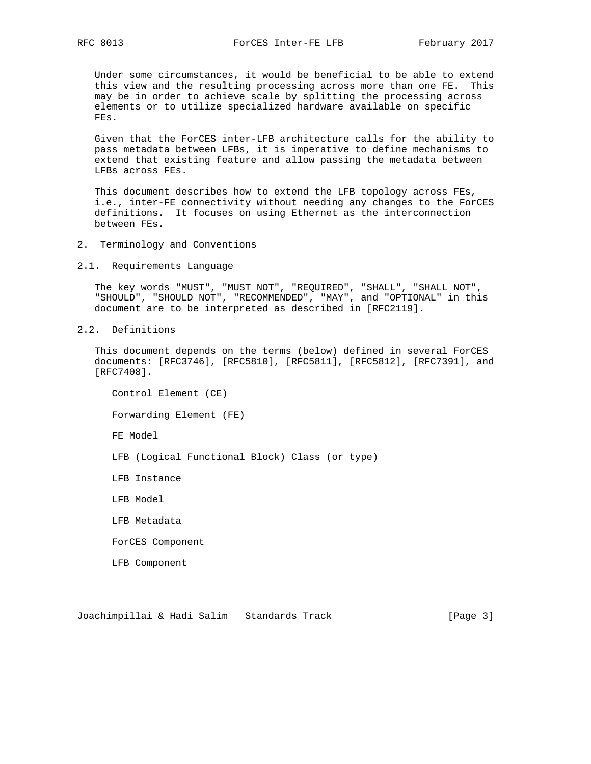Under some circumstances, it would be beneficial to be able to extend this view and the resulting processing across more than one FE. This may be in order to achieve scale by splitting the processing across elements or to utilize specialized hardware available on specific FEs.

Given that the ForCES inter-LFB architecture calls for the ability to pass metadata between LFBs, it is imperative to define mechanisms to extend that existing feature and allow passing the metadata between LFBs across FEs.

This document describes how to extend the LFB topology across FEs, i.e., inter-FE connectivity without needing any changes to the ForCES definitions. It focuses on using Ethernet as the interconnection between FEs.

## 2. Terminology and Conventions

### 2.1. Requirements Language

The key words "MUST", "MUST NOT", "REQUIRED", "SHALL", "SHALL NOT", "SHOULD", "SHOULD NOT", "RECOMMENDED", "MAY", and "OPTIONAL" in this document are to be interpreted as described in [RFC2119].

### 2.2. Definitions

This document depends on the terms (below) defined in several ForCES documents: [RFC3746], [RFC5810], [RFC5811], [RFC5812], [RFC7391], and [RFC7408].

Control Element (CE)

Forwarding Element (FE)

FE Model

LFB (Logical Functional Block) Class (or type)

LFB Instance

LFB Model

LFB Metadata

ForCES Component

LFB Component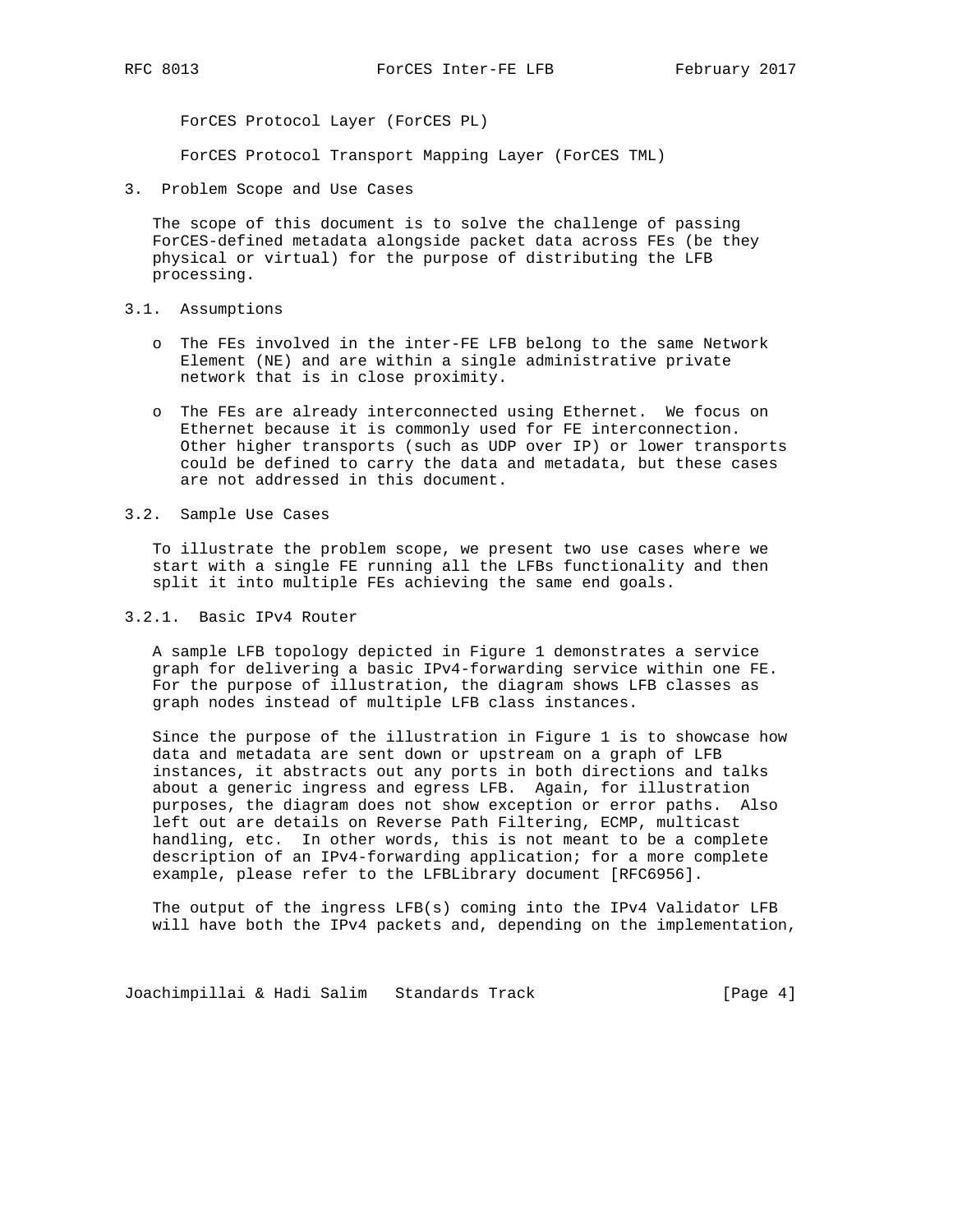ForCES Protocol Layer (ForCES PL)

ForCES Protocol Transport Mapping Layer (ForCES TML)

## 3. Problem Scope and Use Cases

The scope of this document is to solve the challenge of passing ForCES-defined metadata alongside packet data across FEs (be they physical or virtual) for the purpose of distributing the LFB processing.

### 3.1. Assumptions

- The FEs involved in the inter-FE LFB belong to the same Network Element (NE) and are within a single administrative private network that is in close proximity.
- The FEs are already interconnected using Ethernet. We focus on Ethernet because it is commonly used for FE interconnection. Other higher transports (such as UDP over IP) or lower transports could be defined to carry the data and metadata, but these cases are not addressed in this document.

### 3.2. Sample Use Cases

To illustrate the problem scope, we present two use cases where we start with a single FE running all the LFBs functionality and then split it into multiple FEs achieving the same end goals.

#### 3.2.1. Basic IPv4 Router

A sample LFB topology depicted in Figure 1 demonstrates a service graph for delivering a basic IPv4-forwarding service within one FE. For the purpose of illustration, the diagram shows LFB classes as graph nodes instead of multiple LFB class instances.

Since the purpose of the illustration in Figure 1 is to showcase how data and metadata are sent down or upstream on a graph of LFB instances, it abstracts out any ports in both directions and talks about a generic ingress and egress LFB. Again, for illustration purposes, the diagram does not show exception or error paths. Also left out are details on Reverse Path Filtering, ECMP, multicast handling, etc. In other words, this is not meant to be a complete description of an IPv4-forwarding application; for a more complete example, please refer to the LFBLibrary document [RFC6956].

The output of the ingress LFB(s) coming into the IPv4 Validator LFB will have both the IPv4 packets and, depending on the implementation,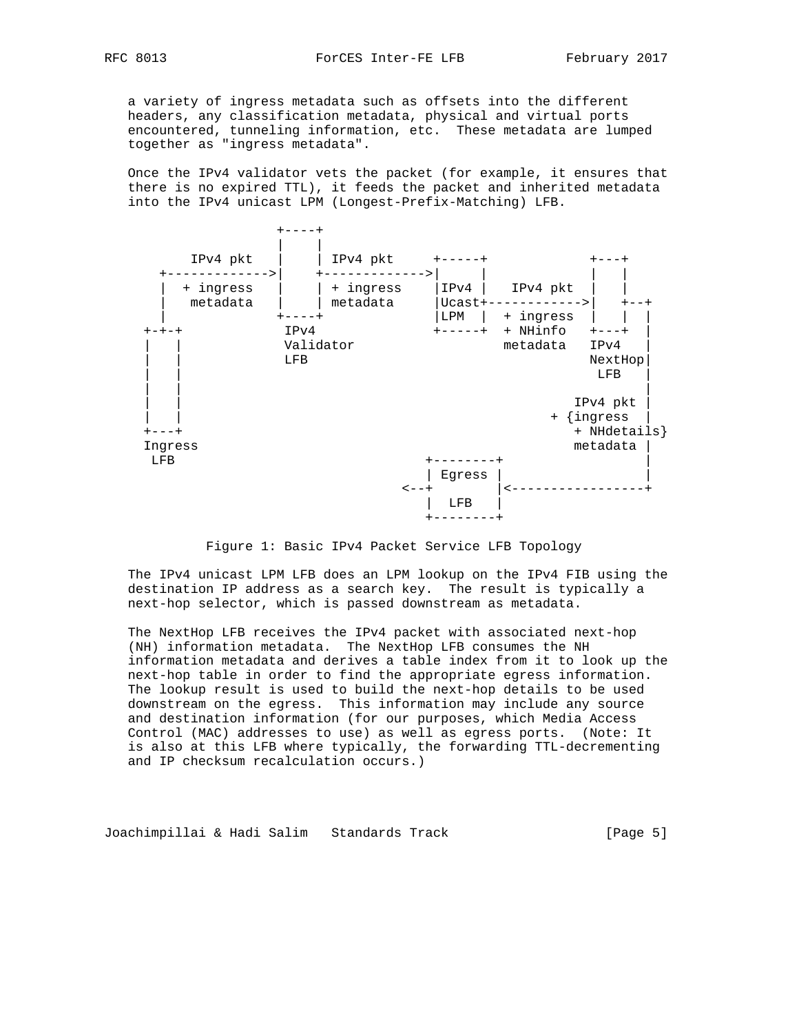a variety of ingress metadata such as offsets into the different headers, any classification metadata, physical and virtual ports encountered, tunneling information, etc. These metadata are lumped together as "ingress metadata".

Once the IPv4 validator vets the packet (for example, it ensures that there is no expired TTL), it feeds the packet and inherited metadata into the IPv4 unicast LPM (Longest-Prefix-Matching) LFB.

```
                  +----+
                  |    |
       IPv4 pkt   |    | IPv4 pkt     +-----+             +---+
    +------------->|    +------------->|     |             |   |
    |  + ingress  |    | + ingress    |IPv4 |   IPv4 pkt  |   |
    |   metadata  |    | metadata     |Ucast+------------>|   +--+
    |             +----+              |LPM  |  + ingress  |   |  |
  +-+-+            IPv4               +-----+  + NHinfo   +---+  |
  |   |            Validator                   metadata   IPv4   |
  |   |            LFB                                    NextHop|
  |   |                                                     LFB  |
  |   |                                                          |
  |   |                                                 IPv4 pkt |
  |   |                                               + {ingress |
  +---+                                                 + NHdetails}
  Ingress                                               metadata |
   LFB                                +--------+                 |
                                      | Egress |                 |
                                   <--+        |<----------------+
                                      |  LFB   |
                                      +--------+
```

Figure 1: Basic IPv4 Packet Service LFB Topology

The IPv4 unicast LPM LFB does an LPM lookup on the IPv4 FIB using the destination IP address as a search key. The result is typically a next-hop selector, which is passed downstream as metadata.

The NextHop LFB receives the IPv4 packet with associated next-hop (NH) information metadata. The NextHop LFB consumes the NH information metadata and derives a table index from it to look up the next-hop table in order to find the appropriate egress information. The lookup result is used to build the next-hop details to be used downstream on the egress. This information may include any source and destination information (for our purposes, which Media Access Control (MAC) addresses to use) as well as egress ports. (Note: It is also at this LFB where typically, the forwarding TTL-decrementing and IP checksum recalculation occurs.)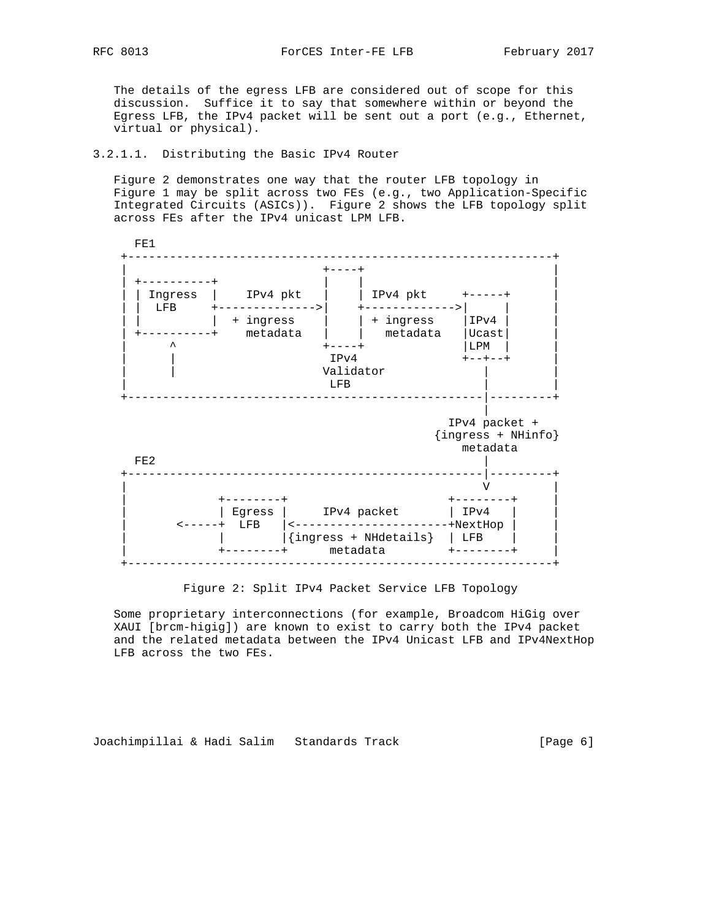The details of the egress LFB are considered out of scope for this discussion. Suffice it to say that somewhere within or beyond the Egress LFB, the IPv4 packet will be sent out a port (e.g., Ethernet, virtual or physical).

#### 3.2.1.1. Distributing the Basic IPv4 Router

Figure 2 demonstrates one way that the router LFB topology in Figure 1 may be split across two FEs (e.g., two Application-Specific Integrated Circuits (ASICs)). Figure 2 shows the LFB topology split across FEs after the IPv4 unicast LPM LFB.

```
  FE1
 +-------------------------------------------------------------+
 |                            +----+                           |
 | +----------+               |    |                           |
 | | Ingress  |    IPv4 pkt   |    | IPv4 pkt     +-----+      |
 | |  LFB     +-------------->|    +------------->|     |      |
 | |          |  + ingress    |    | + ingress    |IPv4 |      |
 | +----------+    metadata   |    |   metadata   |Ucast|      |
 |      ^                     +----+              |LPM  |      |
 |      |                      IPv4               +--+--+      |
 |      |                     Validator              |         |
 |                             LFB                   |         |
 +---------------------------------------------------|---------+
                                                     |
                                                IPv4 packet +
                                              {ingress + NHinfo}
                                                  metadata
  FE2                                                |
 +---------------------------------------------------|---------+
 |                                                   V         |
 |             +--------+                       +--------+     |
 |             | Egress |     IPv4 packet       | IPv4   |     |
 |       <-----+  LFB   |<----------------------+NextHop |     |
 |             |        |{ingress + NHdetails}  | LFB    |     |
 |             +--------+      metadata         +--------+     |
 +-------------------------------------------------------------+
```

Figure 2: Split IPv4 Packet Service LFB Topology

Some proprietary interconnections (for example, Broadcom HiGig over XAUI [brcm-higig]) are known to exist to carry both the IPv4 packet and the related metadata between the IPv4 Unicast LFB and IPv4NextHop LFB across the two FEs.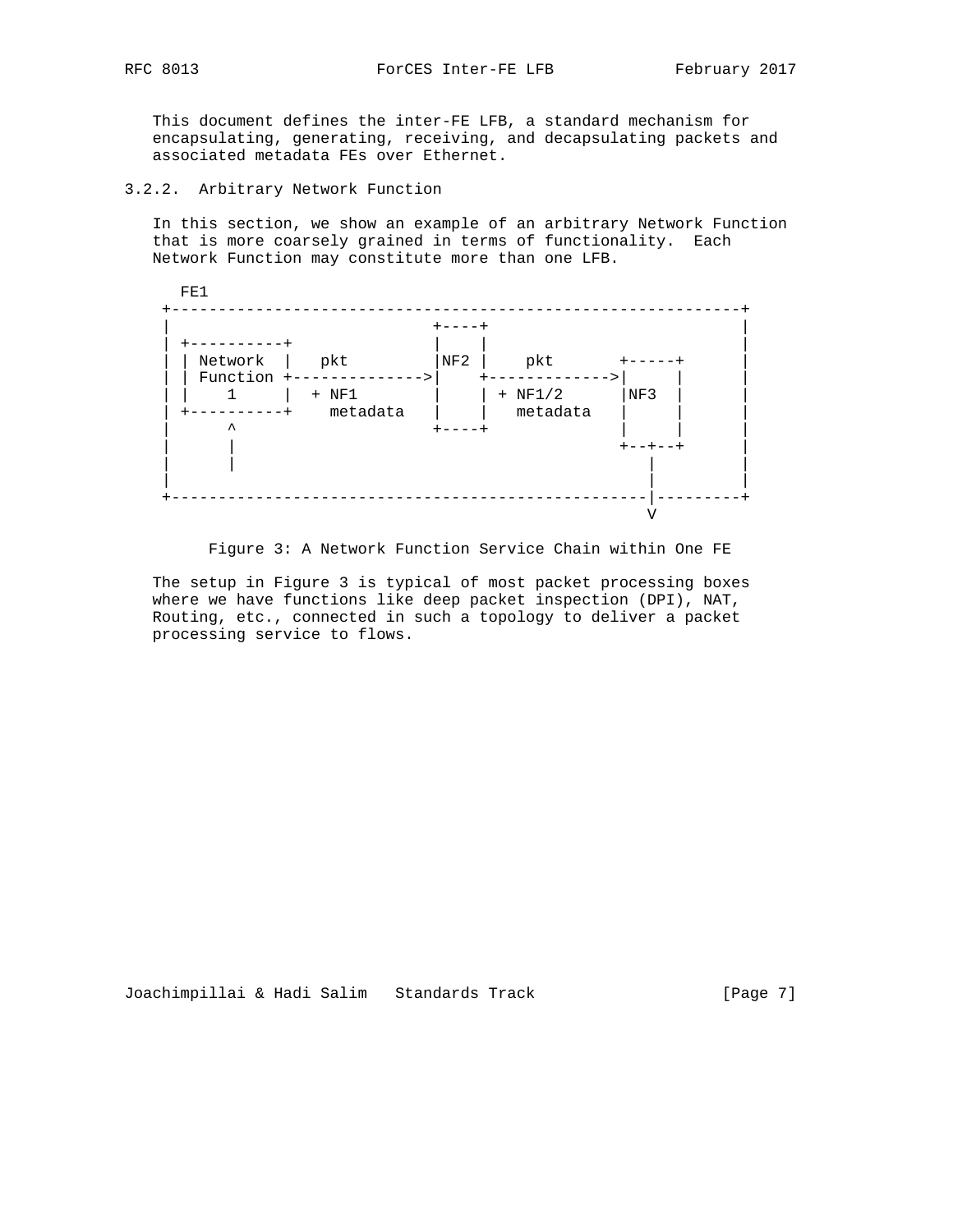This document defines the inter-FE LFB, a standard mechanism for encapsulating, generating, receiving, and decapsulating packets and associated metadata FEs over Ethernet.

### 3.2.2. Arbitrary Network Function

In this section, we show an example of an arbitrary Network Function that is more coarsely grained in terms of functionality. Each Network Function may constitute more than one LFB.

```
   FE1
 +----------------------------------------------------------------+
 |                            +----+                              |
 | +----------+               |    |                              |
 | | Network  |   pkt         |NF2 |    pkt       +-----+         |
 | | Function +-------------->|    +------------->|     |         |
 | |    1     |  + NF1        |    | + NF1/2      |NF3  |         |
 | +----------+    metadata   |    |   metadata   |     |         |
 |      ^                     +----+              |     |         |
 |      |                                         +--+--+         |
 |      |                                            |            |
 |                                                   |            |
 +---------------------------------------------------|------------+
                                                     V
```

Figure 3: A Network Function Service Chain within One FE

The setup in Figure 3 is typical of most packet processing boxes where we have functions like deep packet inspection (DPI), NAT, Routing, etc., connected in such a topology to deliver a packet processing service to flows.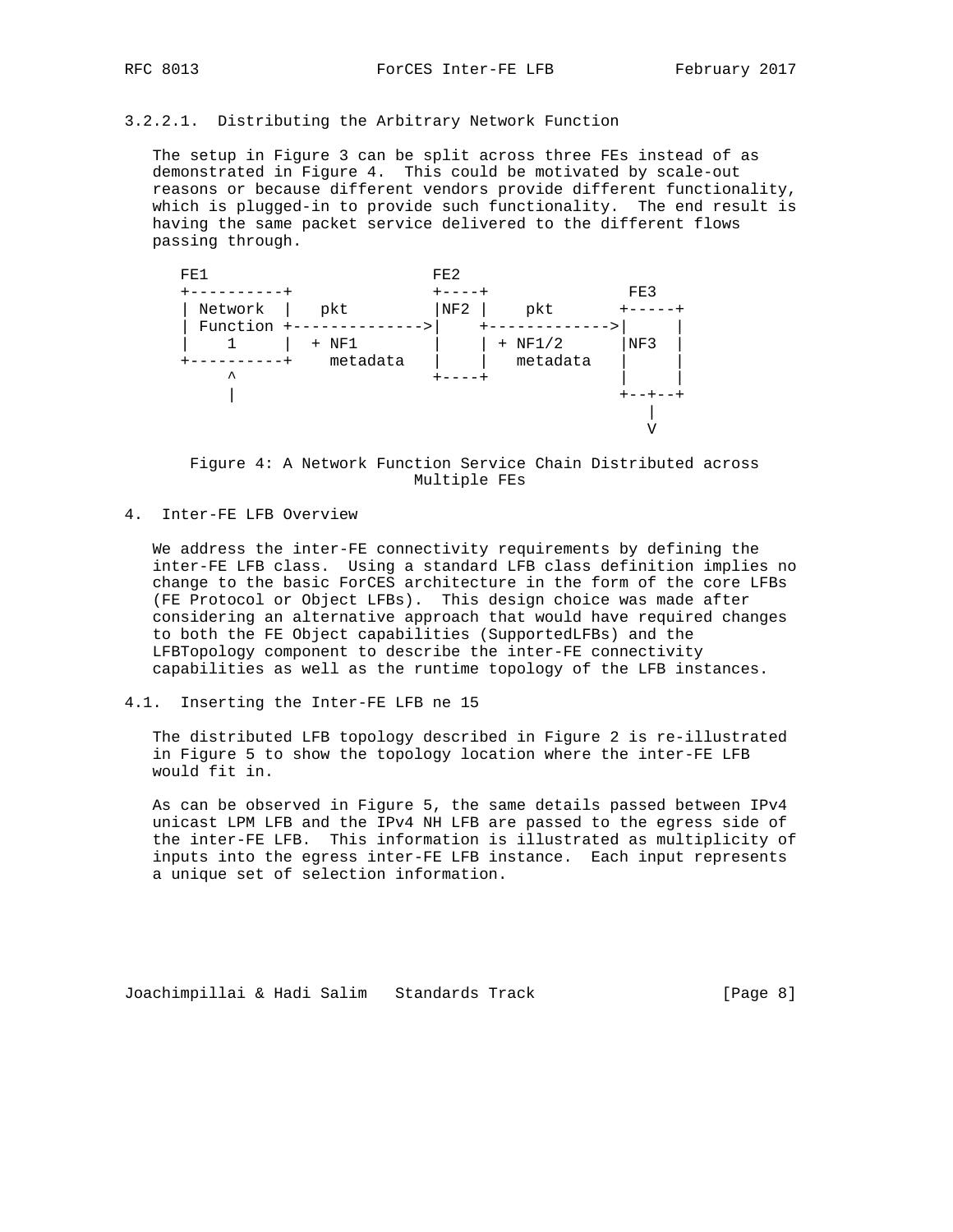#### 3.2.2.1. Distributing the Arbitrary Network Function

The setup in Figure 3 can be split across three FEs instead of as demonstrated in Figure 4. This could be motivated by scale-out reasons or because different vendors provide different functionality, which is plugged-in to provide such functionality. The end result is having the same packet service delivered to the different flows passing through.

```
   FE1                        FE2
   +----------+               +----+               FE3
   | Network  |   pkt         |NF2 |    pkt       +-----+
   | Function +-------------->|    +------------->|     |
   |    1     |  + NF1        |    | + NF1/2      |NF3  |
   +----------+    metadata   |    |   metadata   |     |
        ^                     +----+              |     |
        |                                         +--+--+
                                                     |
                                                     V
```

Figure 4: A Network Function Service Chain Distributed across Multiple FEs

## 4. Inter-FE LFB Overview

We address the inter-FE connectivity requirements by defining the inter-FE LFB class. Using a standard LFB class definition implies no change to the basic ForCES architecture in the form of the core LFBs (FE Protocol or Object LFBs). This design choice was made after considering an alternative approach that would have required changes to both the FE Object capabilities (SupportedLFBs) and the LFBTopology component to describe the inter-FE connectivity capabilities as well as the runtime topology of the LFB instances.

### 4.1. Inserting the Inter-FE LFB ne 15

The distributed LFB topology described in Figure 2 is re-illustrated in Figure 5 to show the topology location where the inter-FE LFB would fit in.

As can be observed in Figure 5, the same details passed between IPv4 unicast LPM LFB and the IPv4 NH LFB are passed to the egress side of the inter-FE LFB. This information is illustrated as multiplicity of inputs into the egress inter-FE LFB instance. Each input represents a unique set of selection information.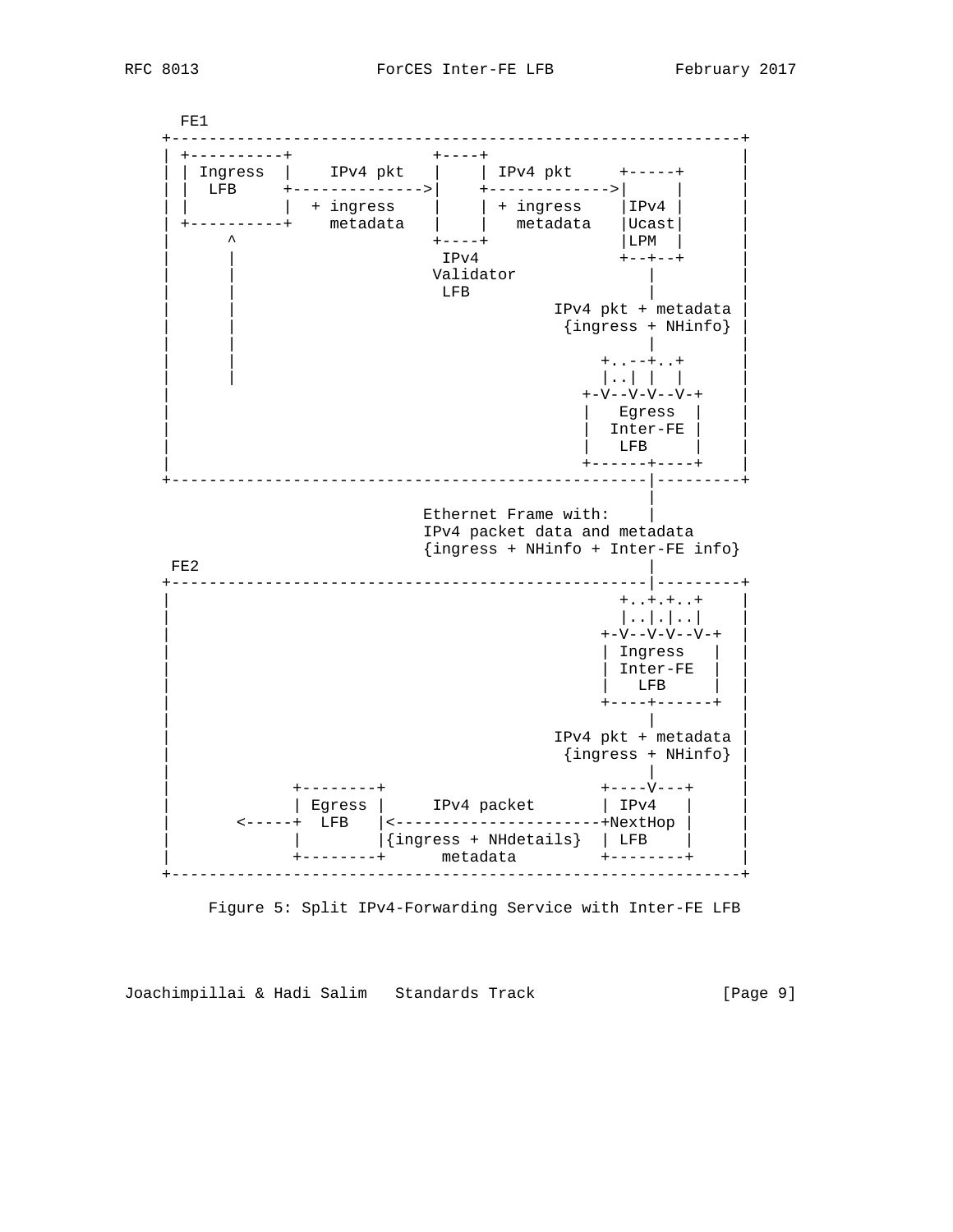```
     FE1
    +-------------------------------------------------------------+
    | +----------+             +----+                             |
    | | Ingress  |    IPv4 pkt |    | IPv4 pkt     +-----+        |
    | |  LFB     +-------------->|    +-------------->|     |        |
    | |          |  + ingress  |    | + ingress    |IPv4 |        |
    | +----------+    metadata |    |   metadata   |Ucast|        |
    |      ^                   +----+              |LPM  |        |
    |      |                    IPv4               +--+--+        |
    |      |                  Validator               |           |
    |      |                    LFB                   |           |
    |      |                             IPv4 pkt + metadata      |
    |      |                              {ingress + NHinfo}      |
    |      |                                          |           |
    |      |                                     +..--+..+        |
    |      |                                     |..| |  |        |
    |                                          +-V--V-V--V-+      |
    |                                          |   Egress  |      |
    |                                          |  Inter-FE |      |
    |                                          |   LFB     |      |
    |                                          +------+----+      |
    +-------------------------------------------------|-----------+
                                                      |
                              Ethernet Frame with:    |
                              IPv4 packet data and metadata
                              {ingress + NHinfo + Inter-FE info}
     FE2                                              |
    +-------------------------------------------------|-----------+
    |                                             +..+.+..+       |
    |                                             |..|.|..|       |
    |                                           +-V--V-V--V-+     |
    |                                           | Ingress   |     |
    |                                           | Inter-FE  |     |
    |                                           |   LFB     |     |
    |                                           +----+------+     |
    |                                                |            |
    |                                      IPv4 pkt + metadata    |
    |                                       {ingress + NHinfo}    |
    |                                                |            |
    |            +--------+                     +----V---+        |
    |            | Egress |     IPv4 packet     | IPv4   |        |
    |      <-----+  LFB   |<--------------------+NextHop |        |
    |            |        |{ingress + NHdetails}| LFB    |        |
    |            +--------+      metadata       +--------+        |
    +-------------------------------------------------------------+
```

Figure 5: Split IPv4-Forwarding Service with Inter-FE LFB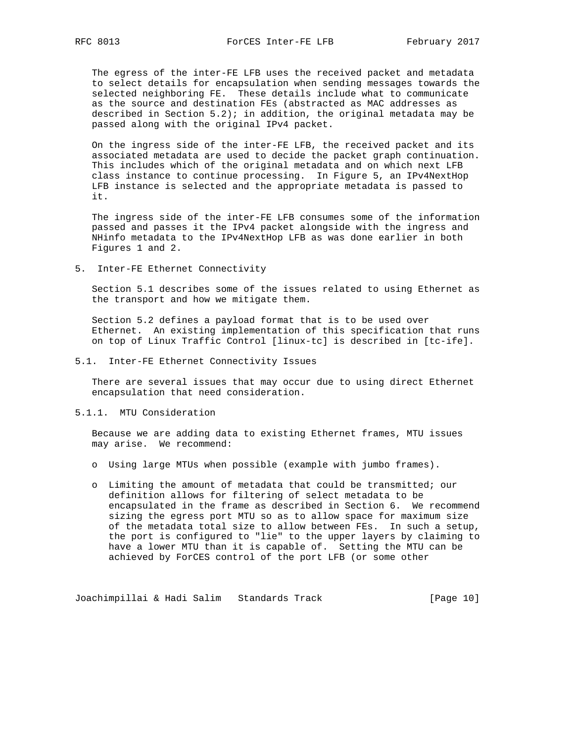The egress of the inter-FE LFB uses the received packet and metadata to select details for encapsulation when sending messages towards the selected neighboring FE. These details include what to communicate as the source and destination FEs (abstracted as MAC addresses as described in Section 5.2); in addition, the original metadata may be passed along with the original IPv4 packet.

On the ingress side of the inter-FE LFB, the received packet and its associated metadata are used to decide the packet graph continuation. This includes which of the original metadata and on which next LFB class instance to continue processing. In Figure 5, an IPv4NextHop LFB instance is selected and the appropriate metadata is passed to it.

The ingress side of the inter-FE LFB consumes some of the information passed and passes it the IPv4 packet alongside with the ingress and NHinfo metadata to the IPv4NextHop LFB as was done earlier in both Figures 1 and 2.

## 5. Inter-FE Ethernet Connectivity

Section 5.1 describes some of the issues related to using Ethernet as the transport and how we mitigate them.

Section 5.2 defines a payload format that is to be used over Ethernet. An existing implementation of this specification that runs on top of Linux Traffic Control [linux-tc] is described in [tc-ife].

### 5.1. Inter-FE Ethernet Connectivity Issues

There are several issues that may occur due to using direct Ethernet encapsulation that need consideration.

#### 5.1.1. MTU Consideration

Because we are adding data to existing Ethernet frames, MTU issues may arise. We recommend:

- Using large MTUs when possible (example with jumbo frames).

- Limiting the amount of metadata that could be transmitted; our definition allows for filtering of select metadata to be encapsulated in the frame as described in Section 6. We recommend sizing the egress port MTU so as to allow space for maximum size of the metadata total size to allow between FEs. In such a setup, the port is configured to "lie" to the upper layers by claiming to have a lower MTU than it is capable of. Setting the MTU can be achieved by ForCES control of the port LFB (or some other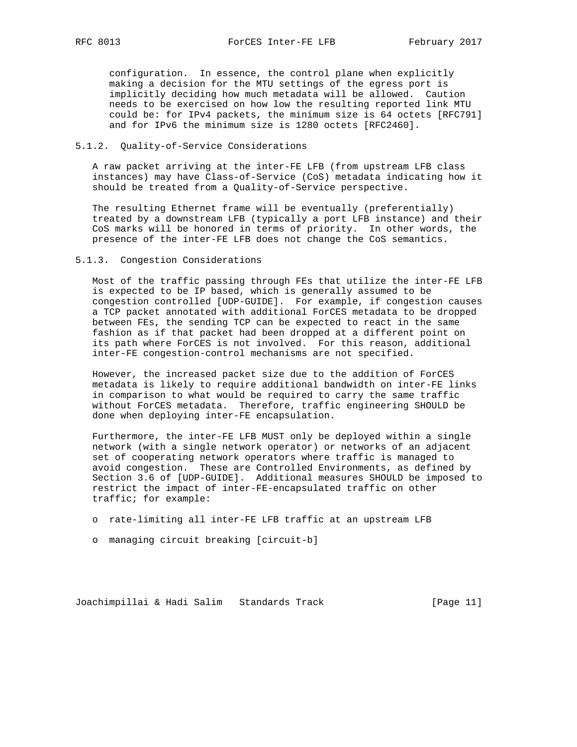configuration. In essence, the control plane when explicitly making a decision for the MTU settings of the egress port is implicitly deciding how much metadata will be allowed. Caution needs to be exercised on how low the resulting reported link MTU could be: for IPv4 packets, the minimum size is 64 octets [RFC791] and for IPv6 the minimum size is 1280 octets [RFC2460].

#### 5.1.2. Quality-of-Service Considerations

A raw packet arriving at the inter-FE LFB (from upstream LFB class instances) may have Class-of-Service (CoS) metadata indicating how it should be treated from a Quality-of-Service perspective.

The resulting Ethernet frame will be eventually (preferentially) treated by a downstream LFB (typically a port LFB instance) and their CoS marks will be honored in terms of priority. In other words, the presence of the inter-FE LFB does not change the CoS semantics.

#### 5.1.3. Congestion Considerations

Most of the traffic passing through FEs that utilize the inter-FE LFB is expected to be IP based, which is generally assumed to be congestion controlled [UDP-GUIDE]. For example, if congestion causes a TCP packet annotated with additional ForCES metadata to be dropped between FEs, the sending TCP can be expected to react in the same fashion as if that packet had been dropped at a different point on its path where ForCES is not involved. For this reason, additional inter-FE congestion-control mechanisms are not specified.

However, the increased packet size due to the addition of ForCES metadata is likely to require additional bandwidth on inter-FE links in comparison to what would be required to carry the same traffic without ForCES metadata. Therefore, traffic engineering SHOULD be done when deploying inter-FE encapsulation.

Furthermore, the inter-FE LFB MUST only be deployed within a single network (with a single network operator) or networks of an adjacent set of cooperating network operators where traffic is managed to avoid congestion. These are Controlled Environments, as defined by Section 3.6 of [UDP-GUIDE]. Additional measures SHOULD be imposed to restrict the impact of inter-FE-encapsulated traffic on other traffic; for example:

- rate-limiting all inter-FE LFB traffic at an upstream LFB
- managing circuit breaking [circuit-b]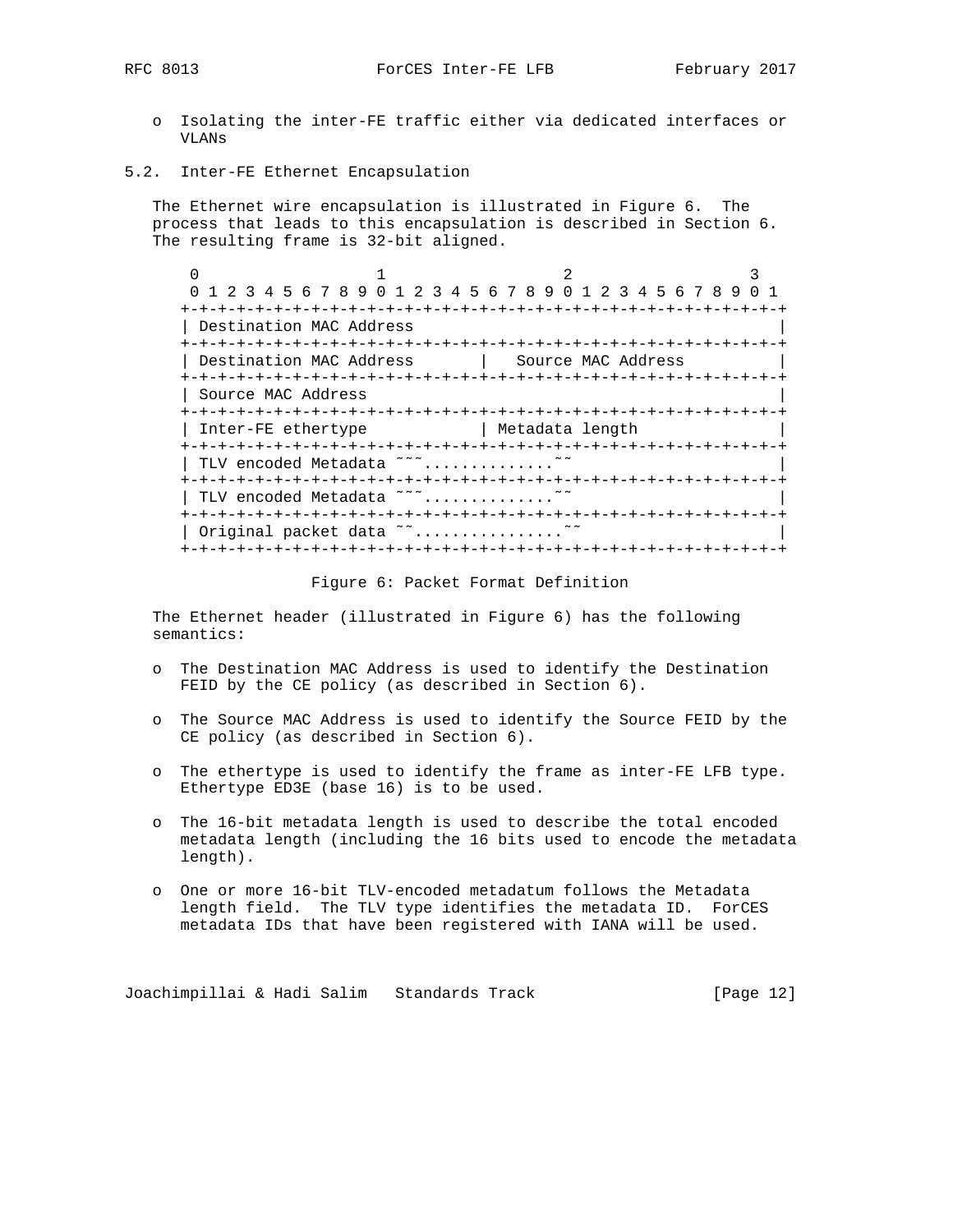- o Isolating the inter-FE traffic either via dedicated interfaces or VLANs

## 5.2. Inter-FE Ethernet Encapsulation

The Ethernet wire encapsulation is illustrated in Figure 6. The process that leads to this encapsulation is described in Section 6. The resulting frame is 32-bit aligned.

```
 0                   1                   2                   3
 0 1 2 3 4 5 6 7 8 9 0 1 2 3 4 5 6 7 8 9 0 1 2 3 4 5 6 7 8 9 0 1
+-+-+-+-+-+-+-+-+-+-+-+-+-+-+-+-+-+-+-+-+-+-+-+-+-+-+-+-+-+-+-+-+
| Destination MAC Address                                       |
+-+-+-+-+-+-+-+-+-+-+-+-+-+-+-+-+-+-+-+-+-+-+-+-+-+-+-+-+-+-+-+-+
| Destination MAC Address       |   Source MAC Address          |
+-+-+-+-+-+-+-+-+-+-+-+-+-+-+-+-+-+-+-+-+-+-+-+-+-+-+-+-+-+-+-+-+
| Source MAC Address                                            |
+-+-+-+-+-+-+-+-+-+-+-+-+-+-+-+-+-+-+-+-+-+-+-+-+-+-+-+-+-+-+-+-+
| Inter-FE ethertype            | Metadata length               |
+-+-+-+-+-+-+-+-+-+-+-+-+-+-+-+-+-+-+-+-+-+-+-+-+-+-+-+-+-+-+-+-+
| TLV encoded Metadata ~~~.............~~                       |
+-+-+-+-+-+-+-+-+-+-+-+-+-+-+-+-+-+-+-+-+-+-+-+-+-+-+-+-+-+-+-+-+
| TLV encoded Metadata ~~~.............~~                       |
+-+-+-+-+-+-+-+-+-+-+-+-+-+-+-+-+-+-+-+-+-+-+-+-+-+-+-+-+-+-+-+-+
| Original packet data ~~................~~                     |
+-+-+-+-+-+-+-+-+-+-+-+-+-+-+-+-+-+-+-+-+-+-+-+-+-+-+-+-+-+-+-+-+
```

Figure 6: Packet Format Definition

The Ethernet header (illustrated in Figure 6) has the following semantics:

- o The Destination MAC Address is used to identify the Destination FEID by the CE policy (as described in Section 6).
- o The Source MAC Address is used to identify the Source FEID by the CE policy (as described in Section 6).
- o The ethertype is used to identify the frame as inter-FE LFB type. Ethertype ED3E (base 16) is to be used.
- o The 16-bit metadata length is used to describe the total encoded metadata length (including the 16 bits used to encode the metadata length).
- o One or more 16-bit TLV-encoded metadatum follows the Metadata length field. The TLV type identifies the metadata ID. ForCES metadata IDs that have been registered with IANA will be used.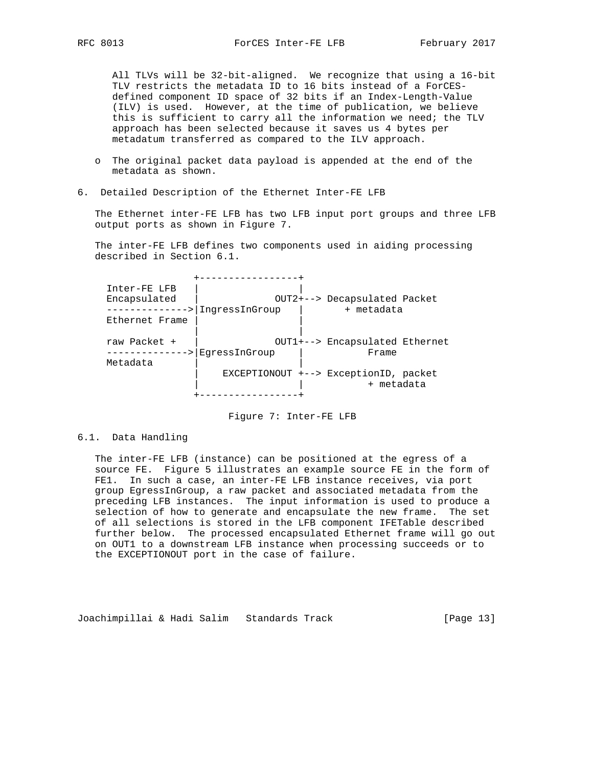All TLVs will be 32-bit-aligned. We recognize that using a 16-bit TLV restricts the metadata ID to 16 bits instead of a ForCES-defined component ID space of 32 bits if an Index-Length-Value (ILV) is used. However, at the time of publication, we believe this is sufficient to carry all the information we need; the TLV approach has been selected because it saves us 4 bytes per metadatum transferred as compared to the ILV approach.

- o The original packet data payload is appended at the end of the metadata as shown.

## 6. Detailed Description of the Ethernet Inter-FE LFB

The Ethernet inter-FE LFB has two LFB input port groups and three LFB output ports as shown in Figure 7.

The inter-FE LFB defines two components used in aiding processing described in Section 6.1.

```
                +-----------------+
 Inter-FE LFB   |                 |
 Encapsulated   |             OUT2+--> Decapsulated Packet
 -------------->|IngressInGroup   |       + metadata
 Ethernet Frame |                 |
                |                 |
 raw Packet +   |             OUT1+--> Encapsulated Ethernet
 -------------->|EgressInGroup    |           Frame
 Metadata       |                 |
                |    EXCEPTIONOUT +--> ExceptionID, packet
                |                 |           + metadata
                +-----------------+
```

Figure 7: Inter-FE LFB

### 6.1. Data Handling

The inter-FE LFB (instance) can be positioned at the egress of a source FE. Figure 5 illustrates an example source FE in the form of FE1. In such a case, an inter-FE LFB instance receives, via port group EgressInGroup, a raw packet and associated metadata from the preceding LFB instances. The input information is used to produce a selection of how to generate and encapsulate the new frame. The set of all selections is stored in the LFB component IFETable described further below. The processed encapsulated Ethernet frame will go out on OUT1 to a downstream LFB instance when processing succeeds or to the EXCEPTIONOUT port in the case of failure.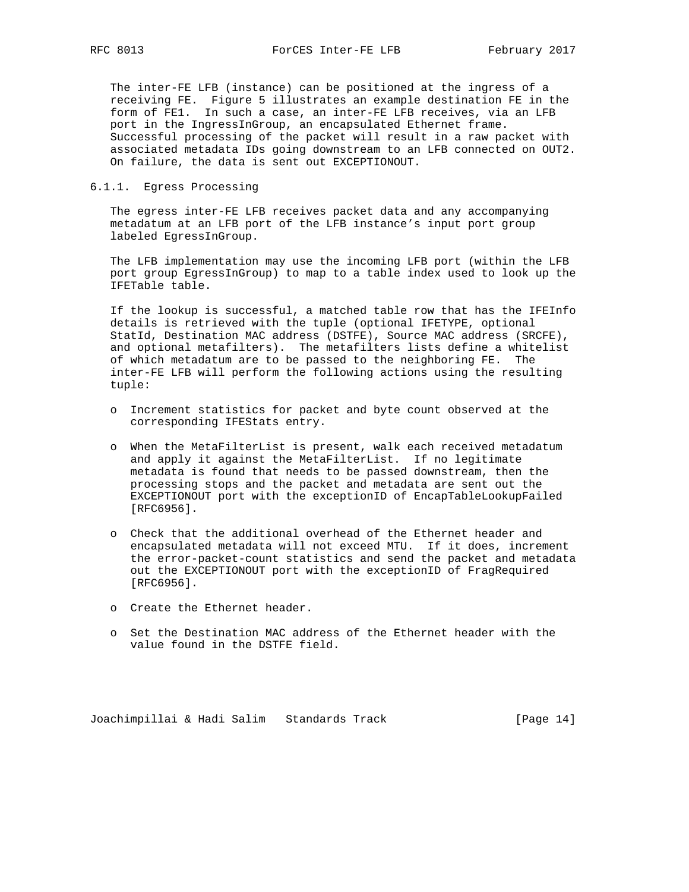The inter-FE LFB (instance) can be positioned at the ingress of a receiving FE. Figure 5 illustrates an example destination FE in the form of FE1. In such a case, an inter-FE LFB receives, via an LFB port in the IngressInGroup, an encapsulated Ethernet frame. Successful processing of the packet will result in a raw packet with associated metadata IDs going downstream to an LFB connected on OUT2. On failure, the data is sent out EXCEPTIONOUT.

### 6.1.1. Egress Processing

The egress inter-FE LFB receives packet data and any accompanying metadatum at an LFB port of the LFB instance's input port group labeled EgressInGroup.

The LFB implementation may use the incoming LFB port (within the LFB port group EgressInGroup) to map to a table index used to look up the IFETable table.

If the lookup is successful, a matched table row that has the IFEInfo details is retrieved with the tuple (optional IFETYPE, optional StatId, Destination MAC address (DSTFE), Source MAC address (SRCFE), and optional metafilters). The metafilters lists define a whitelist of which metadatum are to be passed to the neighboring FE. The inter-FE LFB will perform the following actions using the resulting tuple:

- Increment statistics for packet and byte count observed at the corresponding IFEStats entry.
- When the MetaFilterList is present, walk each received metadatum and apply it against the MetaFilterList. If no legitimate metadata is found that needs to be passed downstream, then the processing stops and the packet and metadata are sent out the EXCEPTIONOUT port with the exceptionID of EncapTableLookupFailed [RFC6956].
- Check that the additional overhead of the Ethernet header and encapsulated metadata will not exceed MTU. If it does, increment the error-packet-count statistics and send the packet and metadata out the EXCEPTIONOUT port with the exceptionID of FragRequired [RFC6956].
- Create the Ethernet header.
- Set the Destination MAC address of the Ethernet header with the value found in the DSTFE field.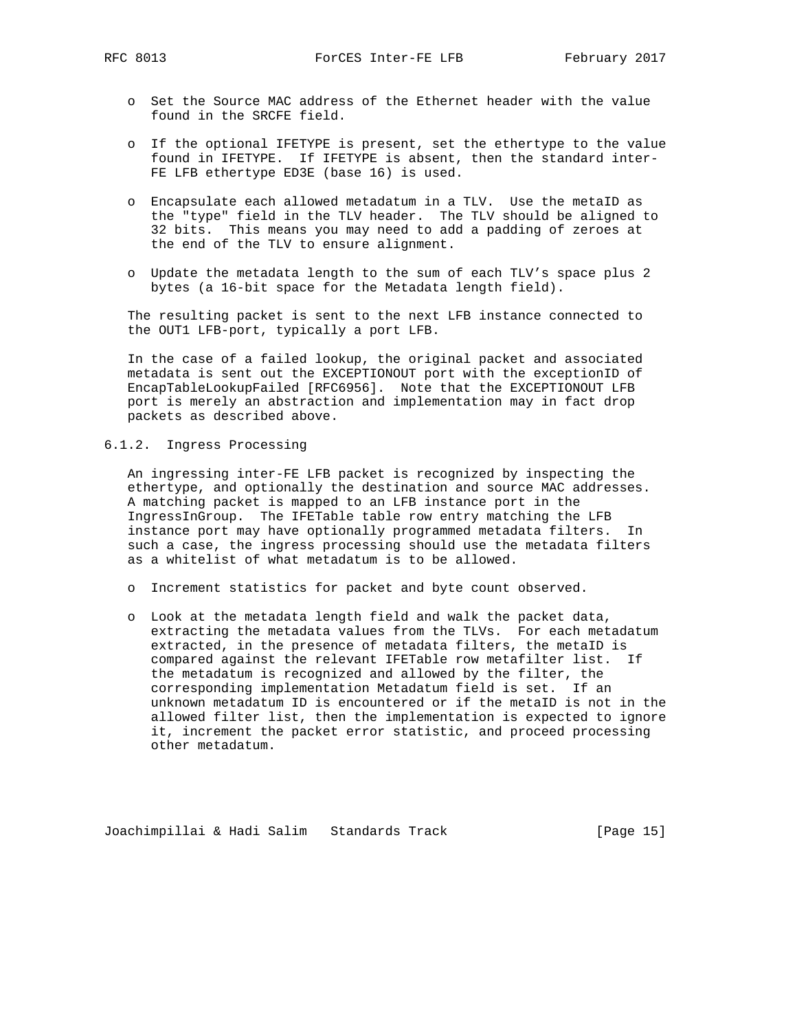- Set the Source MAC address of the Ethernet header with the value found in the SRCFE field.

- If the optional IFETYPE is present, set the ethertype to the value found in IFETYPE. If IFETYPE is absent, then the standard inter-FE LFB ethertype ED3E (base 16) is used.

- Encapsulate each allowed metadatum in a TLV. Use the metaID as the "type" field in the TLV header. The TLV should be aligned to 32 bits. This means you may need to add a padding of zeroes at the end of the TLV to ensure alignment.

- Update the metadata length to the sum of each TLV's space plus 2 bytes (a 16-bit space for the Metadata length field).

The resulting packet is sent to the next LFB instance connected to the OUT1 LFB-port, typically a port LFB.

In the case of a failed lookup, the original packet and associated metadata is sent out the EXCEPTIONOUT port with the exceptionID of EncapTableLookupFailed [RFC6956]. Note that the EXCEPTIONOUT LFB port is merely an abstraction and implementation may in fact drop packets as described above.

### 6.1.2. Ingress Processing

An ingressing inter-FE LFB packet is recognized by inspecting the ethertype, and optionally the destination and source MAC addresses. A matching packet is mapped to an LFB instance port in the IngressInGroup. The IFETable table row entry matching the LFB instance port may have optionally programmed metadata filters. In such a case, the ingress processing should use the metadata filters as a whitelist of what metadatum is to be allowed.

- Increment statistics for packet and byte count observed.

- Look at the metadata length field and walk the packet data, extracting the metadata values from the TLVs. For each metadatum extracted, in the presence of metadata filters, the metaID is compared against the relevant IFETable row metafilter list. If the metadatum is recognized and allowed by the filter, the corresponding implementation Metadatum field is set. If an unknown metadatum ID is encountered or if the metaID is not in the allowed filter list, then the implementation is expected to ignore it, increment the packet error statistic, and proceed processing other metadatum.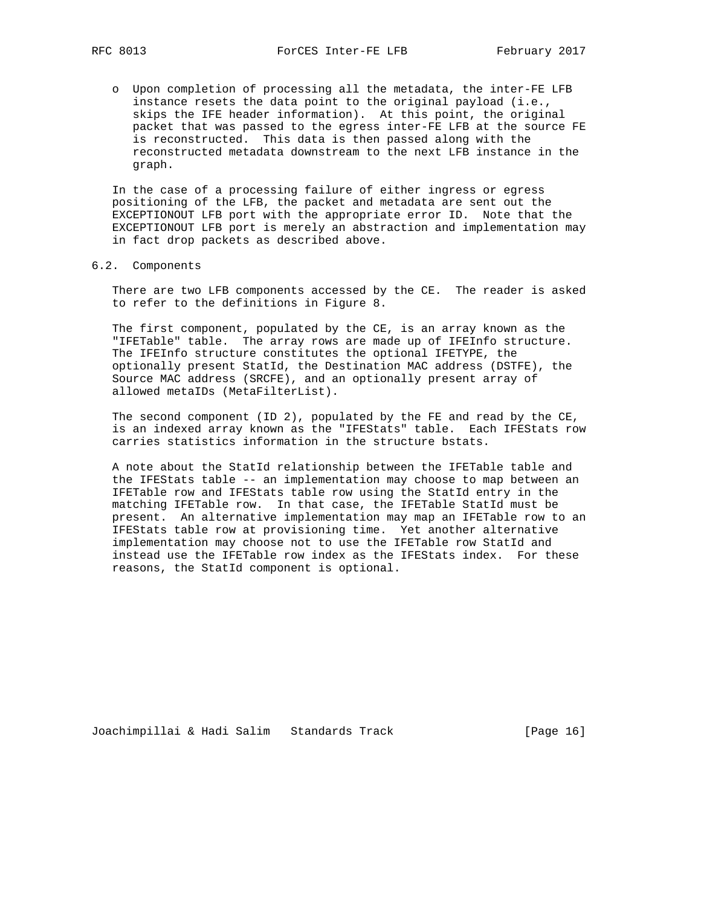- o Upon completion of processing all the metadata, the inter-FE LFB instance resets the data point to the original payload (i.e., skips the IFE header information). At this point, the original packet that was passed to the egress inter-FE LFB at the source FE is reconstructed. This data is then passed along with the reconstructed metadata downstream to the next LFB instance in the graph.

In the case of a processing failure of either ingress or egress positioning of the LFB, the packet and metadata are sent out the EXCEPTIONOUT LFB port with the appropriate error ID. Note that the EXCEPTIONOUT LFB port is merely an abstraction and implementation may in fact drop packets as described above.

## 6.2. Components

There are two LFB components accessed by the CE. The reader is asked to refer to the definitions in Figure 8.

The first component, populated by the CE, is an array known as the "IFETable" table. The array rows are made up of IFEInfo structure. The IFEInfo structure constitutes the optional IFETYPE, the optionally present StatId, the Destination MAC address (DSTFE), the Source MAC address (SRCFE), and an optionally present array of allowed metaIDs (MetaFilterList).

The second component (ID 2), populated by the FE and read by the CE, is an indexed array known as the "IFEStats" table. Each IFEStats row carries statistics information in the structure bstats.

A note about the StatId relationship between the IFETable table and the IFEStats table -- an implementation may choose to map between an IFETable row and IFEStats table row using the StatId entry in the matching IFETable row. In that case, the IFETable StatId must be present. An alternative implementation may map an IFETable row to an IFEStats table row at provisioning time. Yet another alternative implementation may choose not to use the IFETable row StatId and instead use the IFETable row index as the IFEStats index. For these reasons, the StatId component is optional.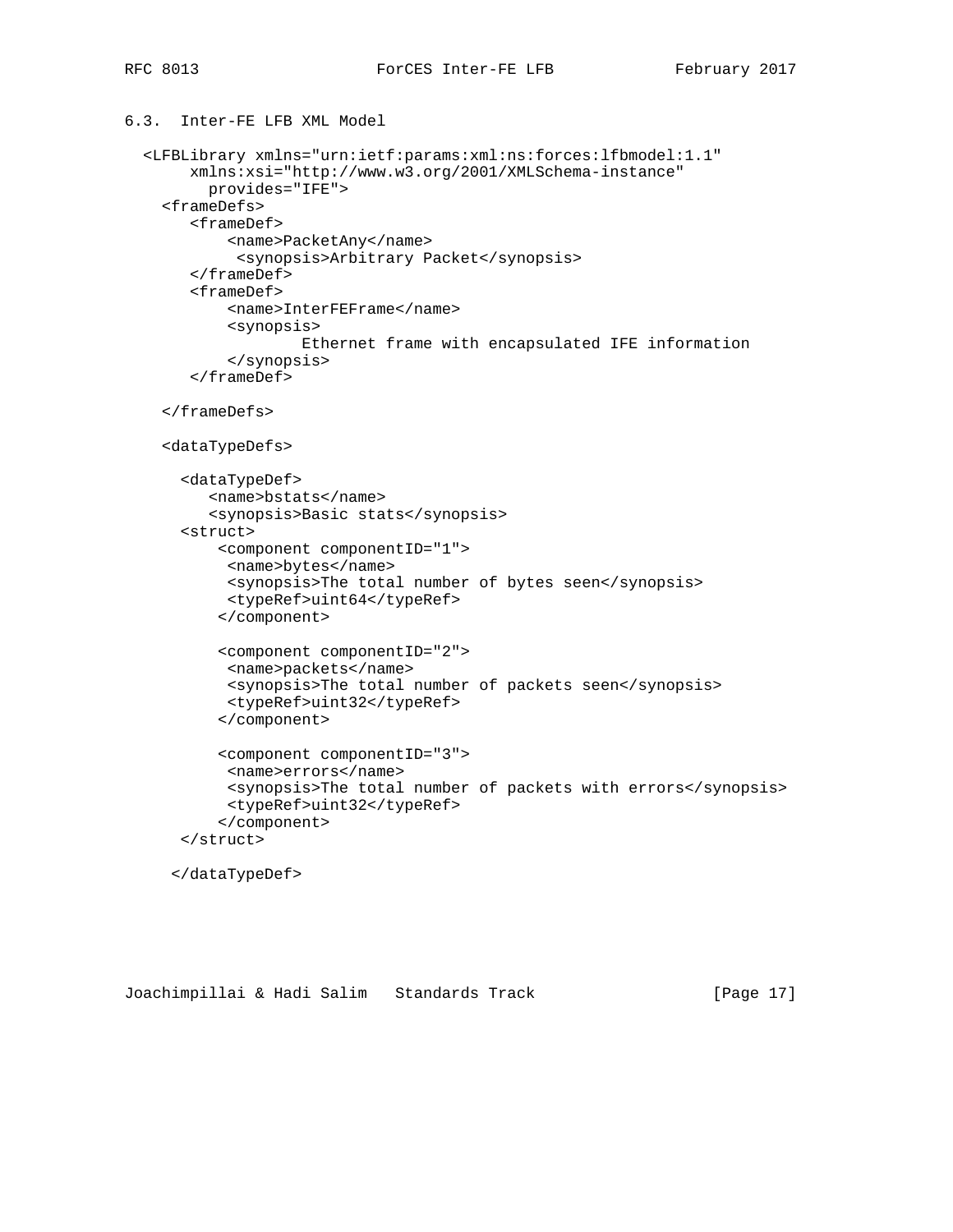### 6.3. Inter-FE LFB XML Model

```
  <LFBLibrary xmlns="urn:ietf:params:xml:ns:forces:lfbmodel:1.1"
       xmlns:xsi="http://www.w3.org/2001/XMLSchema-instance"
         provides="IFE">
    <frameDefs>
       <frameDef>
           <name>PacketAny</name>
            <synopsis>Arbitrary Packet</synopsis>
       </frameDef>
       <frameDef>
           <name>InterFEFrame</name>
           <synopsis>
                   Ethernet frame with encapsulated IFE information
           </synopsis>
       </frameDef>

    </frameDefs>

    <dataTypeDefs>

      <dataTypeDef>
         <name>bstats</name>
         <synopsis>Basic stats</synopsis>
      <struct>
          <component componentID="1">
           <name>bytes</name>
           <synopsis>The total number of bytes seen</synopsis>
           <typeRef>uint64</typeRef>
          </component>

          <component componentID="2">
           <name>packets</name>
           <synopsis>The total number of packets seen</synopsis>
           <typeRef>uint32</typeRef>
          </component>

          <component componentID="3">
           <name>errors</name>
           <synopsis>The total number of packets with errors</synopsis>
           <typeRef>uint32</typeRef>
          </component>
       </struct>

     </dataTypeDef>
```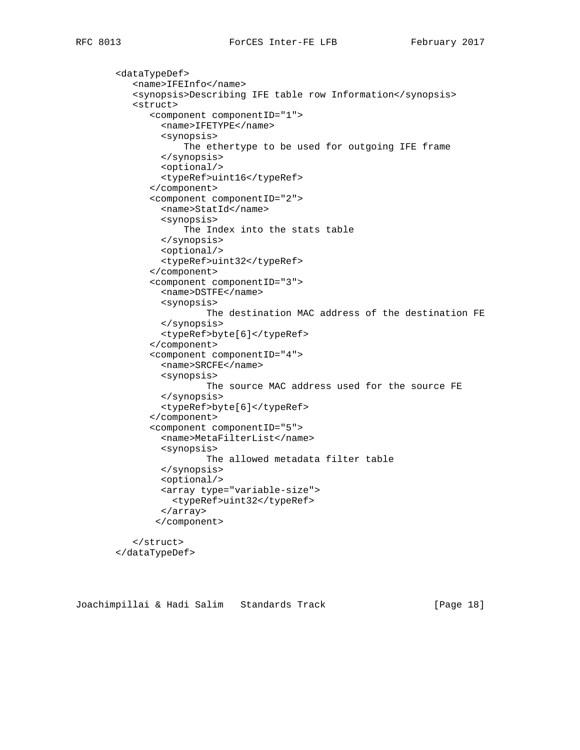```
   <dataTypeDef>
      <name>IFEInfo</name>
      <synopsis>Describing IFE table row Information</synopsis>
      <struct>
         <component componentID="1">
           <name>IFETYPE</name>
           <synopsis>
               The ethertype to be used for outgoing IFE frame
           </synopsis>
           <optional/>
           <typeRef>uint16</typeRef>
         </component>
         <component componentID="2">
           <name>StatId</name>
           <synopsis>
               The Index into the stats table
           </synopsis>
           <optional/>
           <typeRef>uint32</typeRef>
         </component>
         <component componentID="3">
           <name>DSTFE</name>
           <synopsis>
                   The destination MAC address of the destination FE
           </synopsis>
           <typeRef>byte[6]</typeRef>
         </component>
         <component componentID="4">
           <name>SRCFE</name>
           <synopsis>
                   The source MAC address used for the source FE
           </synopsis>
           <typeRef>byte[6]</typeRef>
         </component>
         <component componentID="5">
           <name>MetaFilterList</name>
           <synopsis>
                   The allowed metadata filter table
           </synopsis>
           <optional/>
           <array type="variable-size">
             <typeRef>uint32</typeRef>
           </array>
          </component>

      </struct>
   </dataTypeDef>
```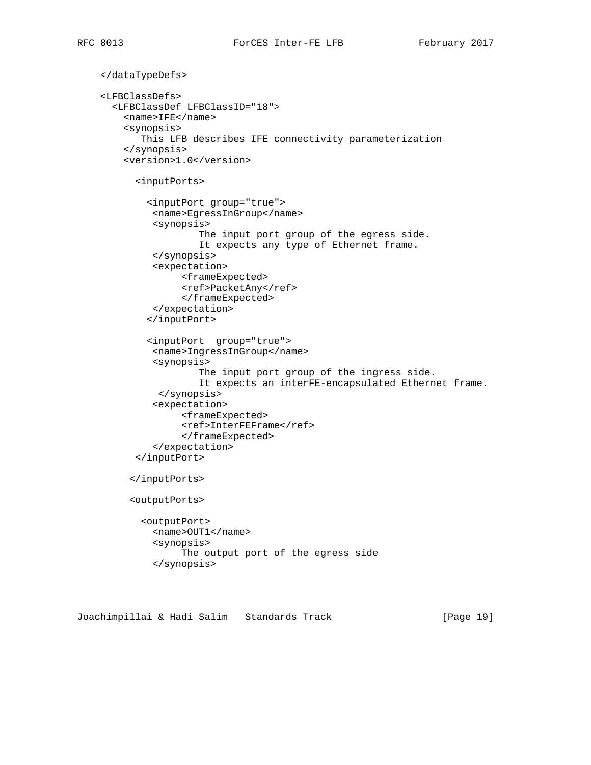```
    </dataTypeDefs>

    <LFBClassDefs>
      <LFBClassDef LFBClassID="18">
        <name>IFE</name>
        <synopsis>
           This LFB describes IFE connectivity parameterization
        </synopsis>
        <version>1.0</version>

          <inputPorts>

            <inputPort group="true">
             <name>EgressInGroup</name>
             <synopsis>
                     The input port group of the egress side.
                     It expects any type of Ethernet frame.
             </synopsis>
             <expectation>
                  <frameExpected>
                  <ref>PacketAny</ref>
                  </frameExpected>
             </expectation>
            </inputPort>

            <inputPort  group="true">
             <name>IngressInGroup</name>
             <synopsis>
                     The input port group of the ingress side.
                     It expects an interFE-encapsulated Ethernet frame.
              </synopsis>
             <expectation>
                  <frameExpected>
                  <ref>InterFEFrame</ref>
                  </frameExpected>
             </expectation>
          </inputPort>

         </inputPorts>

         <outputPorts>

           <outputPort>
             <name>OUT1</name>
             <synopsis>
                  The output port of the egress side
             </synopsis>
```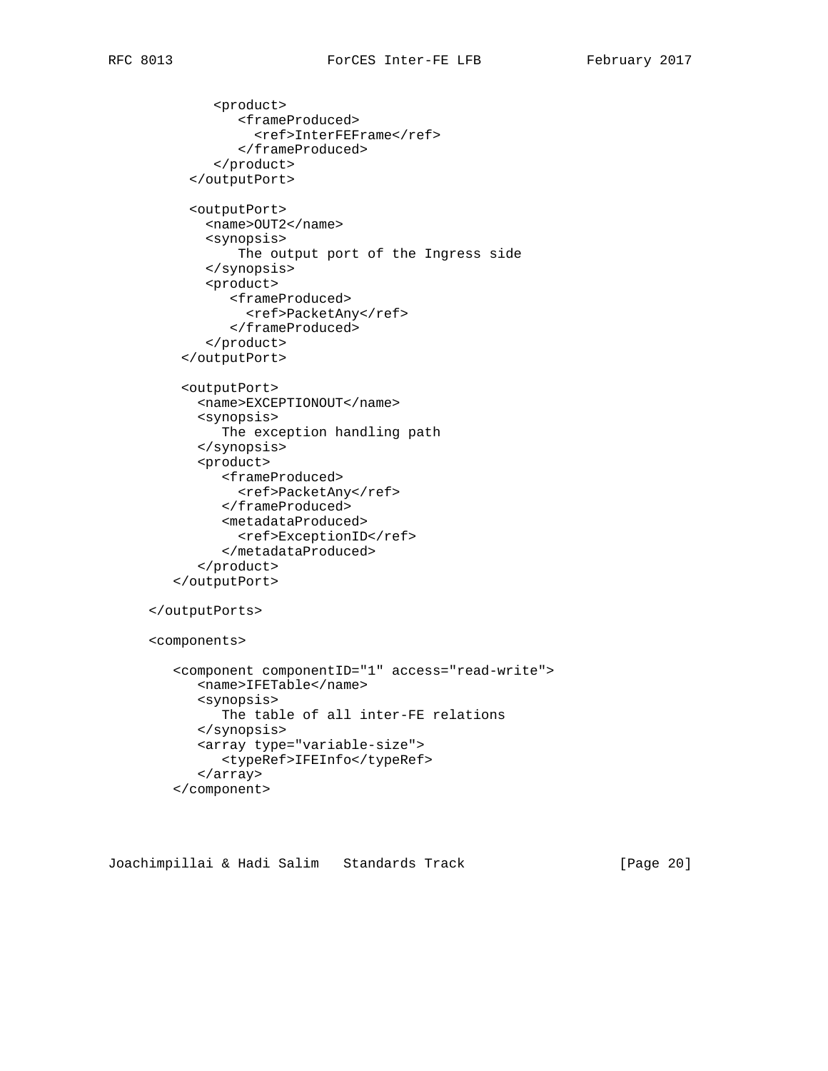```
            <product>
               <frameProduced>
                 <ref>InterFEFrame</ref>
               </frameProduced>
            </product>
         </outputPort>

         <outputPort>
           <name>OUT2</name>
           <synopsis>
               The output port of the Ingress side
           </synopsis>
           <product>
              <frameProduced>
                <ref>PacketAny</ref>
              </frameProduced>
           </product>
        </outputPort>

        <outputPort>
          <name>EXCEPTIONOUT</name>
          <synopsis>
             The exception handling path
          </synopsis>
          <product>
             <frameProduced>
               <ref>PacketAny</ref>
             </frameProduced>
             <metadataProduced>
               <ref>ExceptionID</ref>
             </metadataProduced>
          </product>
       </outputPort>

    </outputPorts>

    <components>

       <component componentID="1" access="read-write">
          <name>IFETable</name>
          <synopsis>
             The table of all inter-FE relations
          </synopsis>
          <array type="variable-size">
             <typeRef>IFEInfo</typeRef>
          </array>
       </component>
```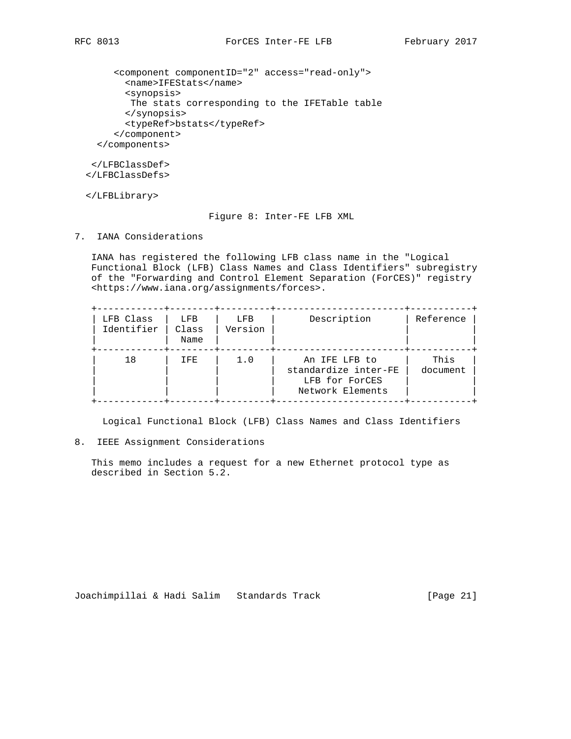```
      <component componentID="2" access="read-only">
        <name>IFEStats</name>
        <synopsis>
         The stats corresponding to the IFETable table
        </synopsis>
        <typeRef>bstats</typeRef>
      </component>
    </components>

   </LFBClassDef>
  </LFBClassDefs>

  </LFBLibrary>
```

Figure 8: Inter-FE LFB XML

## 7. IANA Considerations

IANA has registered the following LFB class name in the "Logical Functional Block (LFB) Class Names and Class Identifiers" subregistry of the "Forwarding and Control Element Separation (ForCES)" registry <https://www.iana.org/assignments/forces>.

| LFB Class Identifier | LFB Class Name | LFB Version | Description | Reference |
|---|---|---|---|---|
| 18 | IFE | 1.0 | An IFE LFB to standardize inter-FE LFB for ForCES Network Elements | This document |

Logical Functional Block (LFB) Class Names and Class Identifiers

## 8. IEEE Assignment Considerations

This memo includes a request for a new Ethernet protocol type as described in Section 5.2.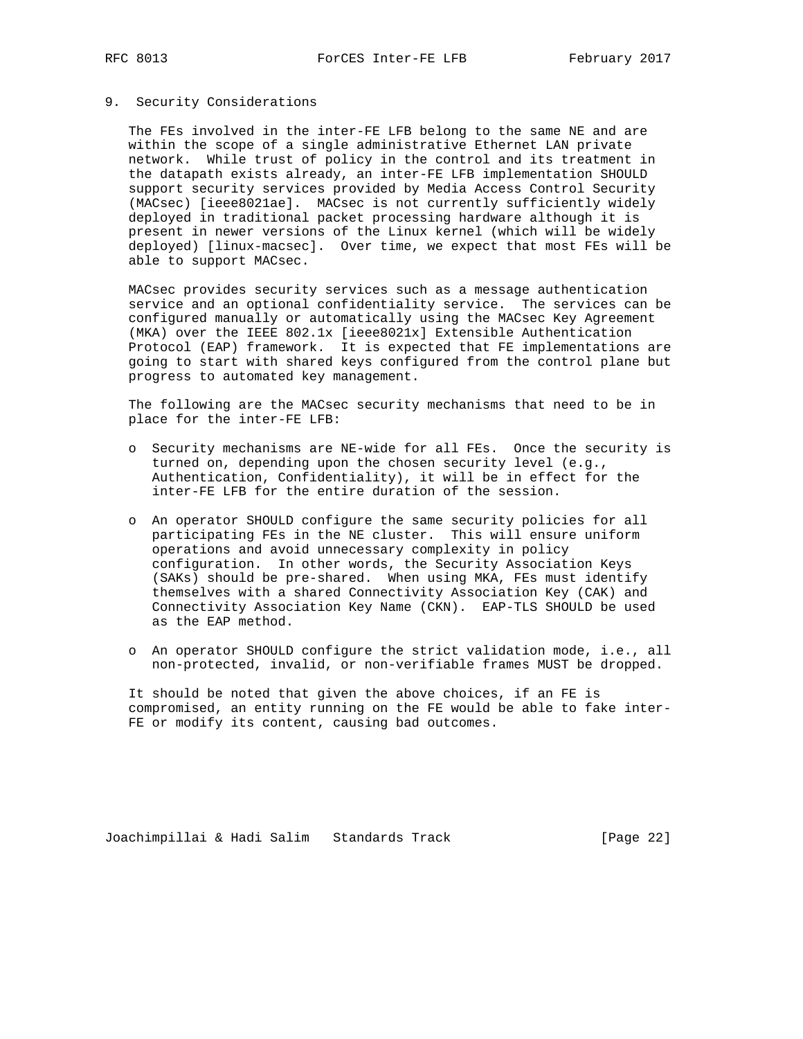## 9. Security Considerations

The FEs involved in the inter-FE LFB belong to the same NE and are within the scope of a single administrative Ethernet LAN private network. While trust of policy in the control and its treatment in the datapath exists already, an inter-FE LFB implementation SHOULD support security services provided by Media Access Control Security (MACsec) [ieee8021ae]. MACsec is not currently sufficiently widely deployed in traditional packet processing hardware although it is present in newer versions of the Linux kernel (which will be widely deployed) [linux-macsec]. Over time, we expect that most FEs will be able to support MACsec.

MACsec provides security services such as a message authentication service and an optional confidentiality service. The services can be configured manually or automatically using the MACsec Key Agreement (MKA) over the IEEE 802.1x [ieee8021x] Extensible Authentication Protocol (EAP) framework. It is expected that FE implementations are going to start with shared keys configured from the control plane but progress to automated key management.

The following are the MACsec security mechanisms that need to be in place for the inter-FE LFB:

- Security mechanisms are NE-wide for all FEs. Once the security is turned on, depending upon the chosen security level (e.g., Authentication, Confidentiality), it will be in effect for the inter-FE LFB for the entire duration of the session.
- An operator SHOULD configure the same security policies for all participating FEs in the NE cluster. This will ensure uniform operations and avoid unnecessary complexity in policy configuration. In other words, the Security Association Keys (SAKs) should be pre-shared. When using MKA, FEs must identify themselves with a shared Connectivity Association Key (CAK) and Connectivity Association Key Name (CKN). EAP-TLS SHOULD be used as the EAP method.
- An operator SHOULD configure the strict validation mode, i.e., all non-protected, invalid, or non-verifiable frames MUST be dropped.

It should be noted that given the above choices, if an FE is compromised, an entity running on the FE would be able to fake inter-FE or modify its content, causing bad outcomes.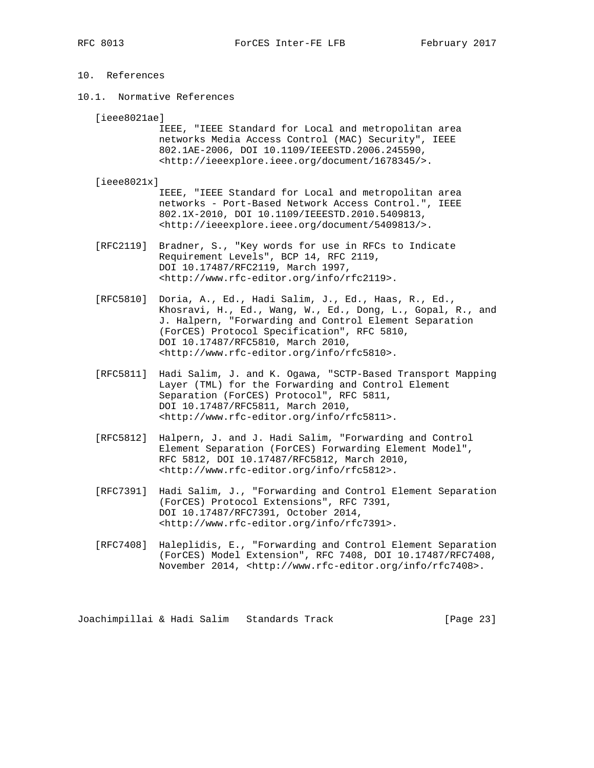# 10. References

## 10.1. Normative References

[ieee8021ae]
IEEE, "IEEE Standard for Local and metropolitan area networks Media Access Control (MAC) Security", IEEE 802.1AE-2006, DOI 10.1109/IEEESTD.2006.245590, <http://ieeexplore.ieee.org/document/1678345/>.

[ieee8021x]
IEEE, "IEEE Standard for Local and metropolitan area networks - Port-Based Network Access Control.", IEEE 802.1X-2010, DOI 10.1109/IEEESTD.2010.5409813, <http://ieeexplore.ieee.org/document/5409813/>.

[RFC2119] Bradner, S., "Key words for use in RFCs to Indicate Requirement Levels", BCP 14, RFC 2119, DOI 10.17487/RFC2119, March 1997, <http://www.rfc-editor.org/info/rfc2119>.

[RFC5810] Doria, A., Ed., Hadi Salim, J., Ed., Haas, R., Ed., Khosravi, H., Ed., Wang, W., Ed., Dong, L., Gopal, R., and J. Halpern, "Forwarding and Control Element Separation (ForCES) Protocol Specification", RFC 5810, DOI 10.17487/RFC5810, March 2010, <http://www.rfc-editor.org/info/rfc5810>.

[RFC5811] Hadi Salim, J. and K. Ogawa, "SCTP-Based Transport Mapping Layer (TML) for the Forwarding and Control Element Separation (ForCES) Protocol", RFC 5811, DOI 10.17487/RFC5811, March 2010, <http://www.rfc-editor.org/info/rfc5811>.

[RFC5812] Halpern, J. and J. Hadi Salim, "Forwarding and Control Element Separation (ForCES) Forwarding Element Model", RFC 5812, DOI 10.17487/RFC5812, March 2010, <http://www.rfc-editor.org/info/rfc5812>.

[RFC7391] Hadi Salim, J., "Forwarding and Control Element Separation (ForCES) Protocol Extensions", RFC 7391, DOI 10.17487/RFC7391, October 2014, <http://www.rfc-editor.org/info/rfc7391>.

[RFC7408] Haleplidis, E., "Forwarding and Control Element Separation (ForCES) Model Extension", RFC 7408, DOI 10.17487/RFC7408, November 2014, <http://www.rfc-editor.org/info/rfc7408>.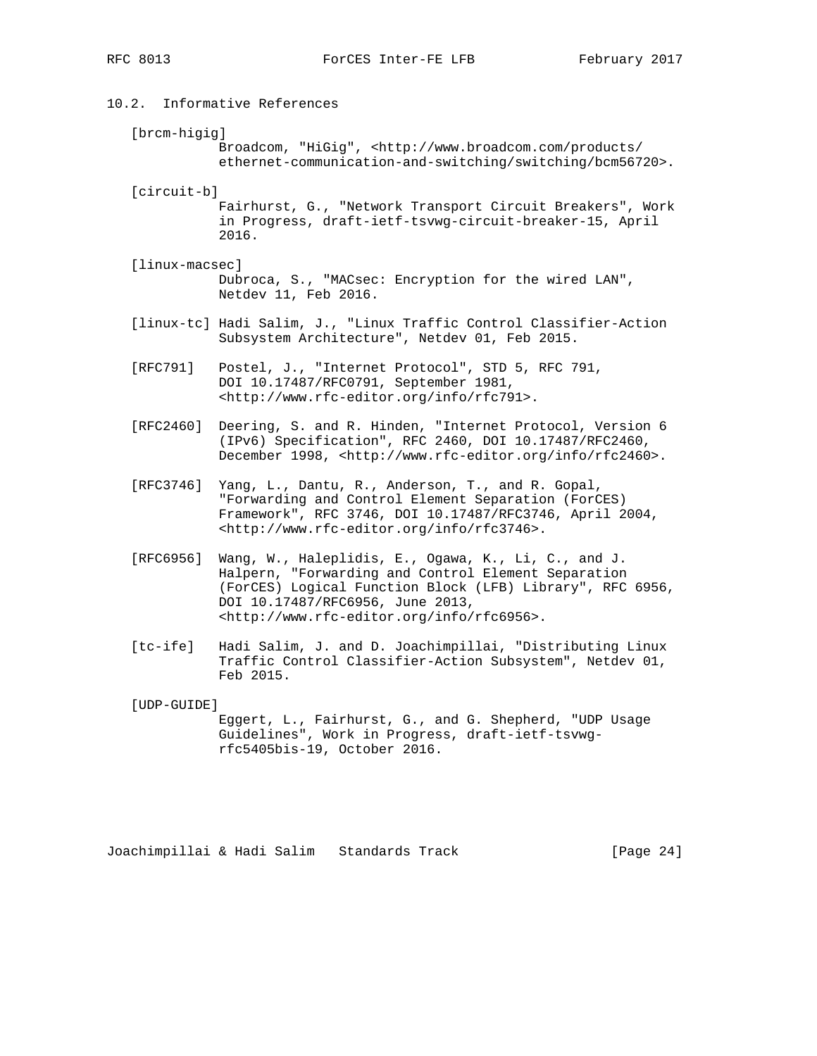### 10.2. Informative References

[brcm-higig]
Broadcom, "HiGig", <http://www.broadcom.com/products/ethernet-communication-and-switching/switching/bcm56720>.

[circuit-b]
Fairhurst, G., "Network Transport Circuit Breakers", Work in Progress, draft-ietf-tsvwg-circuit-breaker-15, April 2016.

[linux-macsec]
Dubroca, S., "MACsec: Encryption for the wired LAN", Netdev 11, Feb 2016.

[linux-tc] Hadi Salim, J., "Linux Traffic Control Classifier-Action Subsystem Architecture", Netdev 01, Feb 2015.

[RFC791] Postel, J., "Internet Protocol", STD 5, RFC 791, DOI 10.17487/RFC0791, September 1981, <http://www.rfc-editor.org/info/rfc791>.

[RFC2460] Deering, S. and R. Hinden, "Internet Protocol, Version 6 (IPv6) Specification", RFC 2460, DOI 10.17487/RFC2460, December 1998, <http://www.rfc-editor.org/info/rfc2460>.

[RFC3746] Yang, L., Dantu, R., Anderson, T., and R. Gopal, "Forwarding and Control Element Separation (ForCES) Framework", RFC 3746, DOI 10.17487/RFC3746, April 2004, <http://www.rfc-editor.org/info/rfc3746>.

[RFC6956] Wang, W., Haleplidis, E., Ogawa, K., Li, C., and J. Halpern, "Forwarding and Control Element Separation (ForCES) Logical Function Block (LFB) Library", RFC 6956, DOI 10.17487/RFC6956, June 2013, <http://www.rfc-editor.org/info/rfc6956>.

[tc-ife] Hadi Salim, J. and D. Joachimpillai, "Distributing Linux Traffic Control Classifier-Action Subsystem", Netdev 01, Feb 2015.

[UDP-GUIDE]
Eggert, L., Fairhurst, G., and G. Shepherd, "UDP Usage Guidelines", Work in Progress, draft-ietf-tsvwg-rfc5405bis-19, October 2016.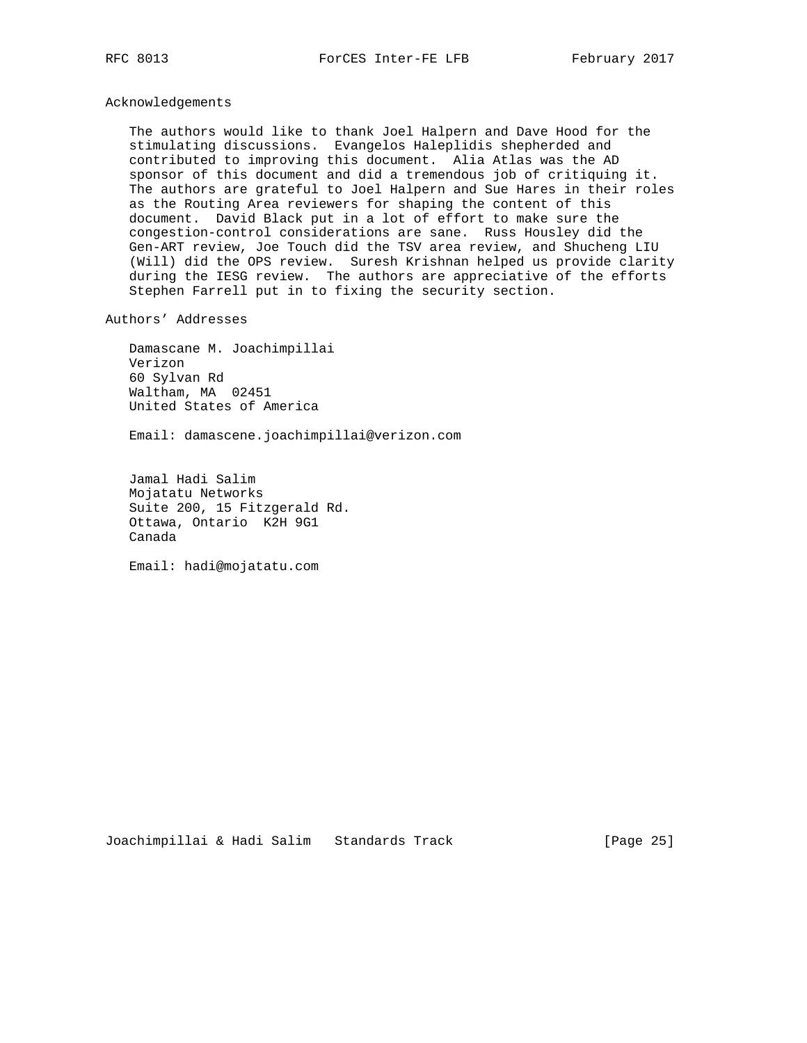## Acknowledgements

The authors would like to thank Joel Halpern and Dave Hood for the stimulating discussions. Evangelos Haleplidis shepherded and contributed to improving this document. Alia Atlas was the AD sponsor of this document and did a tremendous job of critiquing it. The authors are grateful to Joel Halpern and Sue Hares in their roles as the Routing Area reviewers for shaping the content of this document. David Black put in a lot of effort to make sure the congestion-control considerations are sane. Russ Housley did the Gen-ART review, Joe Touch did the TSV area review, and Shucheng LIU (Will) did the OPS review. Suresh Krishnan helped us provide clarity during the IESG review. The authors are appreciative of the efforts Stephen Farrell put in to fixing the security section.

## Authors' Addresses

Damascane M. Joachimpillai
Verizon
60 Sylvan Rd
Waltham, MA 02451
United States of America

Email: damascene.joachimpillai@verizon.com

Jamal Hadi Salim
Mojatatu Networks
Suite 200, 15 Fitzgerald Rd.
Ottawa, Ontario K2H 9G1
Canada

Email: hadi@mojatatu.com